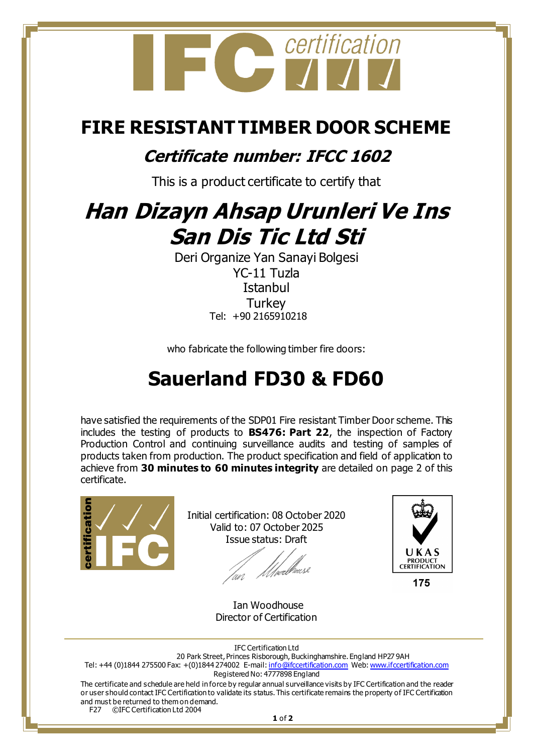# FIRE RESISTANT TIMBER DOOR SCHEME

## *Certificate number: IFCC 1602*

This is a product certificate to certify that

# *Han Dizayn Ahsap Urunleri Ve Ins San Dis Tic Ltd Sti*

Deri Organize Yan Sanayi Bolgesi
YC-11 Tuzla
Istanbul
Turkey
Tel: +90 2165910218

who fabricate the following timber fire doors:

# Sauerland FD30 & FD60

have satisfied the requirements of the SDP01 Fire resistant Timber Door scheme. This includes the testing of products to **BS476: Part 22**, the inspection of Factory Production Control and continuing surveillance audits and testing of samples of products taken from production. The product specification and field of application to achieve from **30 minutes to 60 minutes integrity** are detailed on page 2 of this certificate.

Initial certification: 08 October 2020
Valid to: 07 October 2025
Issue status: Draft

Ian Woodhouse
Director of Certification

UKAS PRODUCT CERTIFICATION
175

IFC Certification Ltd
20 Park Street, Princes Risborough, Buckinghamshire. England HP27 9AH
Tel: +44 (0)1844 275500 Fax: +(0)1844 274002 E-mail: info@ifccertification.com Web: www.ifccertification.com
Registered No: 4777898 England

The certificate and schedule are held in force by regular annual surveillance visits by IFC Certification and the reader or user should contact IFC Certification to validate its status. This certificate remains the property of IFC Certification and must be returned to them on demand.

F27 ©IFC Certification Ltd 2004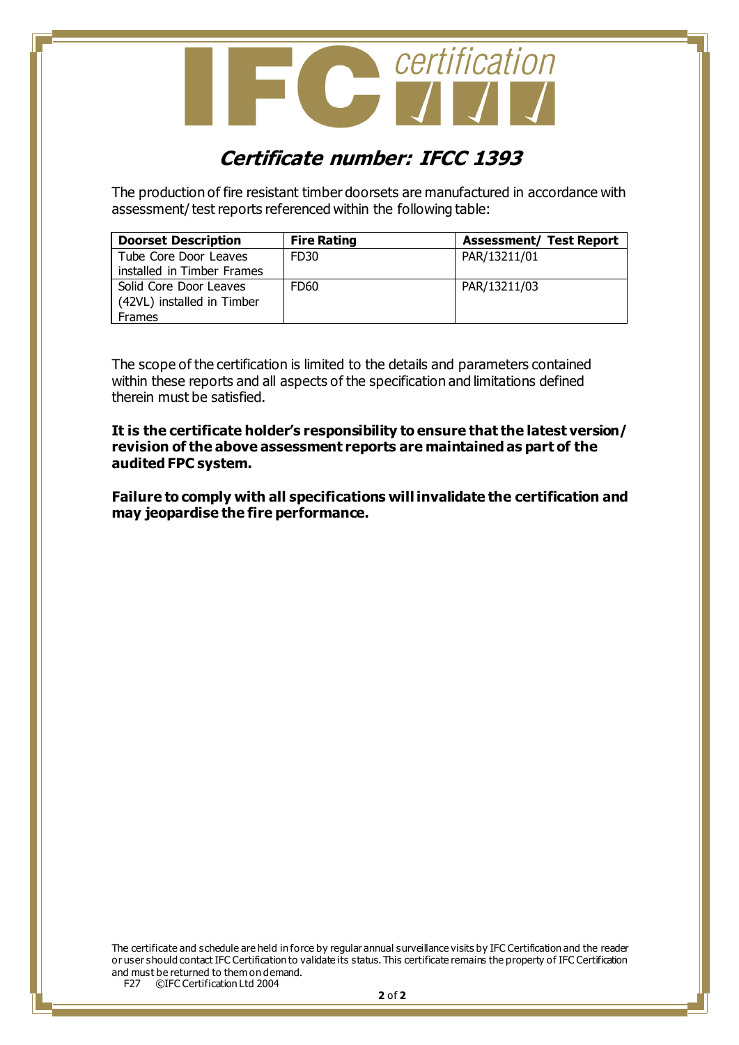## *Certificate number: IFCC 1393*

The production of fire resistant timber doorsets are manufactured in accordance with assessment/ test reports referenced within the following table:

| Doorset Description | Fire Rating | Assessment/ Test Report |
|---|---|---|
| Tube Core Door Leaves installed in Timber Frames | FD30 | PAR/13211/01 |
| Solid Core Door Leaves (42VL) installed in Timber Frames | FD60 | PAR/13211/03 |

The scope of the certification is limited to the details and parameters contained within these reports and all aspects of the specification and limitations defined therein must be satisfied.

**It is the certificate holder's responsibility to ensure that the latest version/ revision of the above assessment reports are maintained as part of the audited FPC system.**

**Failure to comply with all specifications will invalidate the certification and may jeopardise the fire performance.**

The certificate and schedule are held in force by regular annual surveillance visits by IFC Certification and the reader or user should contact IFC Certification to validate its status. This certificate remains the property of IFC Certification and must be returned to them on demand.

F27 ©IFC Certification Ltd 2004